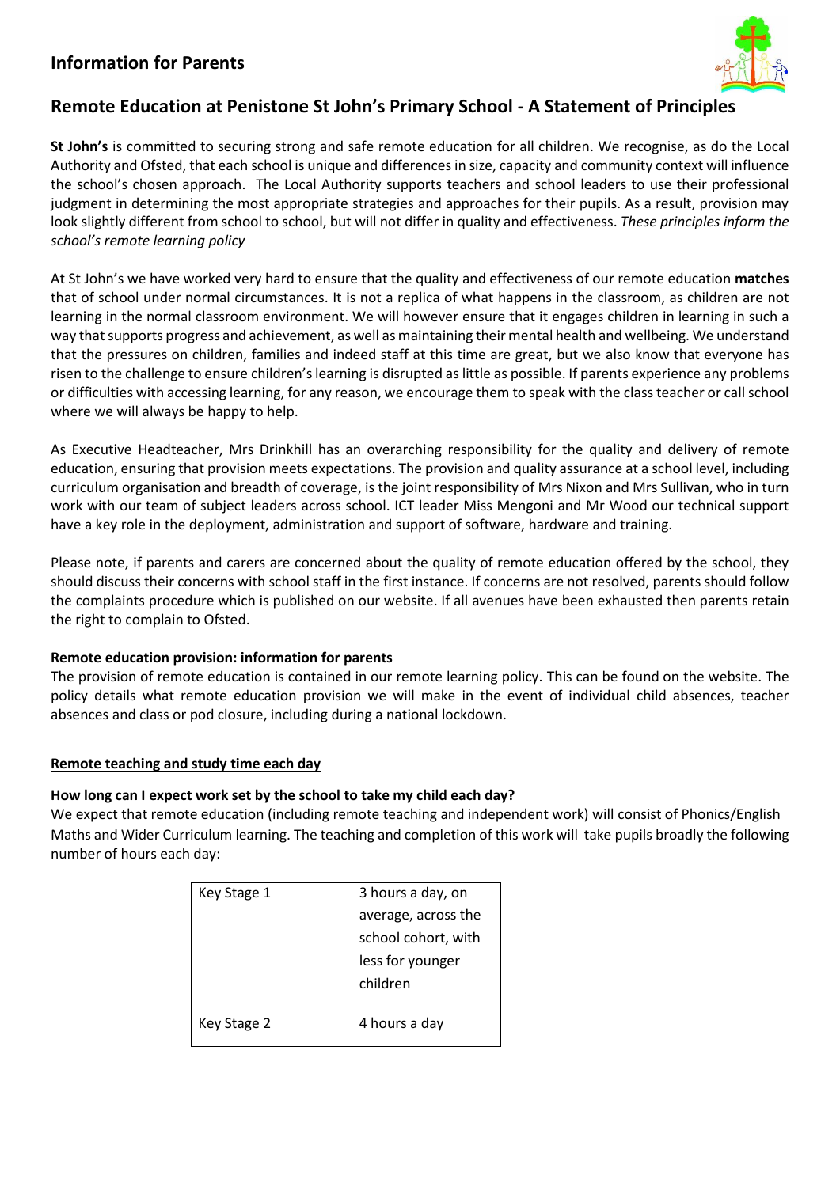## Information for Parents

# Remote Education at Penistone St John's Primary School - A Statement of Principles

**St John's** is committed to securing strong and safe remote education for all children. We recognise, as do the Local Authority and Ofsted, that each school is unique and differences in size, capacity and community context will influence the school's chosen approach. The Local Authority supports teachers and school leaders to use their professional judgment in determining the most appropriate strategies and approaches for their pupils. As a result, provision may look slightly different from school to school, but will not differ in quality and effectiveness. *These principles inform the school's remote learning policy*

At St John's we have worked very hard to ensure that the quality and effectiveness of our remote education **matches** that of school under normal circumstances. It is not a replica of what happens in the classroom, as children are not learning in the normal classroom environment. We will however ensure that it engages children in learning in such a way that supports progress and achievement, as well as maintaining their mental health and wellbeing. We understand that the pressures on children, families and indeed staff at this time are great, but we also know that everyone has risen to the challenge to ensure children's learning is disrupted as little as possible. If parents experience any problems or difficulties with accessing learning, for any reason, we encourage them to speak with the class teacher or call school where we will always be happy to help.

As Executive Headteacher, Mrs Drinkhill has an overarching responsibility for the quality and delivery of remote education, ensuring that provision meets expectations. The provision and quality assurance at a school level, including curriculum organisation and breadth of coverage, is the joint responsibility of Mrs Nixon and Mrs Sullivan, who in turn work with our team of subject leaders across school. ICT leader Miss Mengoni and Mr Wood our technical support have a key role in the deployment, administration and support of software, hardware and training.

Please note, if parents and carers are concerned about the quality of remote education offered by the school, they should discuss their concerns with school staff in the first instance. If concerns are not resolved, parents should follow the complaints procedure which is published on our website. If all avenues have been exhausted then parents retain the right to complain to Ofsted.

**Remote education provision: information for parents**

The provision of remote education is contained in our remote learning policy. This can be found on the website. The policy details what remote education provision we will make in the event of individual child absences, teacher absences and class or pod closure, including during a national lockdown.

**<u>Remote teaching and study time each day</u>**

**How long can I expect work set by the school to take my child each day?**

We expect that remote education (including remote teaching and independent work) will consist of Phonics/English Maths and Wider Curriculum learning. The teaching and completion of this work will take pupils broadly the following number of hours each day:

| | |
|---|---|
| Key Stage 1 | 3 hours a day, on average, across the school cohort, with less for younger children |
| Key Stage 2 | 4 hours a day |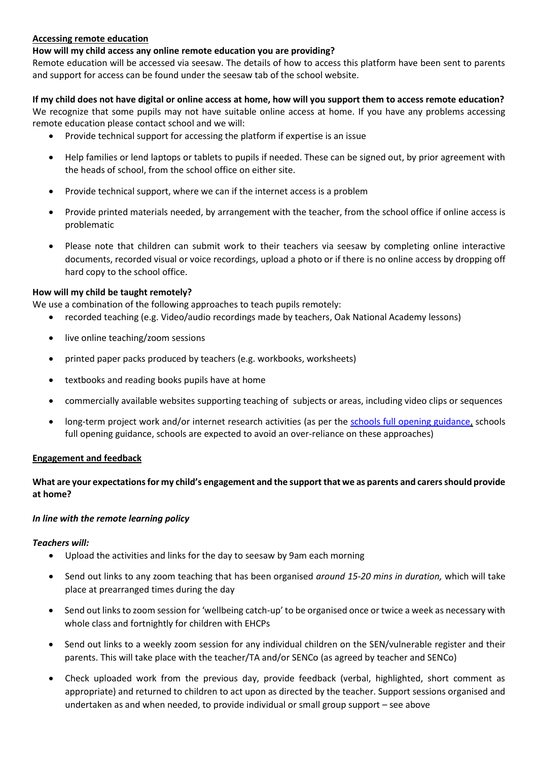**Accessing remote education**

**How will my child access any online remote education you are providing?**

Remote education will be accessed via seesaw. The details of how to access this platform have been sent to parents and support for access can be found under the seesaw tab of the school website.

**If my child does not have digital or online access at home, how will you support them to access remote education?**

We recognize that some pupils may not have suitable online access at home. If you have any problems accessing remote education please contact school and we will:

- Provide technical support for accessing the platform if expertise is an issue
- Help families or lend laptops or tablets to pupils if needed. These can be signed out, by prior agreement with the heads of school, from the school office on either site.
- Provide technical support, where we can if the internet access is a problem
- Provide printed materials needed, by arrangement with the teacher, from the school office if online access is problematic
- Please note that children can submit work to their teachers via seesaw by completing online interactive documents, recorded visual or voice recordings, upload a photo or if there is no online access by dropping off hard copy to the school office.

**How will my child be taught remotely?**

We use a combination of the following approaches to teach pupils remotely:

- recorded teaching (e.g. Video/audio recordings made by teachers, Oak National Academy lessons)
- live online teaching/zoom sessions
- printed paper packs produced by teachers (e.g. workbooks, worksheets)
- textbooks and reading books pupils have at home
- commercially available websites supporting teaching of subjects or areas, including video clips or sequences
- long-term project work and/or internet research activities (as per the schools full opening guidance, schools full opening guidance, schools are expected to avoid an over-reliance on these approaches)

**Engagement and feedback**

**What are your expectations for my child's engagement and the support that we as parents and carers should provide at home?**

***In line with the remote learning policy***

***Teachers will:***

- Upload the activities and links for the day to seesaw by 9am each morning
- Send out links to any zoom teaching that has been organised *around 15-20 mins in duration,* which will take place at prearranged times during the day
- Send out links to zoom session for 'wellbeing catch-up' to be organised once or twice a week as necessary with whole class and fortnightly for children with EHCPs
- Send out links to a weekly zoom session for any individual children on the SEN/vulnerable register and their parents. This will take place with the teacher/TA and/or SENCo (as agreed by teacher and SENCo)
- Check uploaded work from the previous day, provide feedback (verbal, highlighted, short comment as appropriate) and returned to children to act upon as directed by the teacher. Support sessions organised and undertaken as and when needed, to provide individual or small group support – see above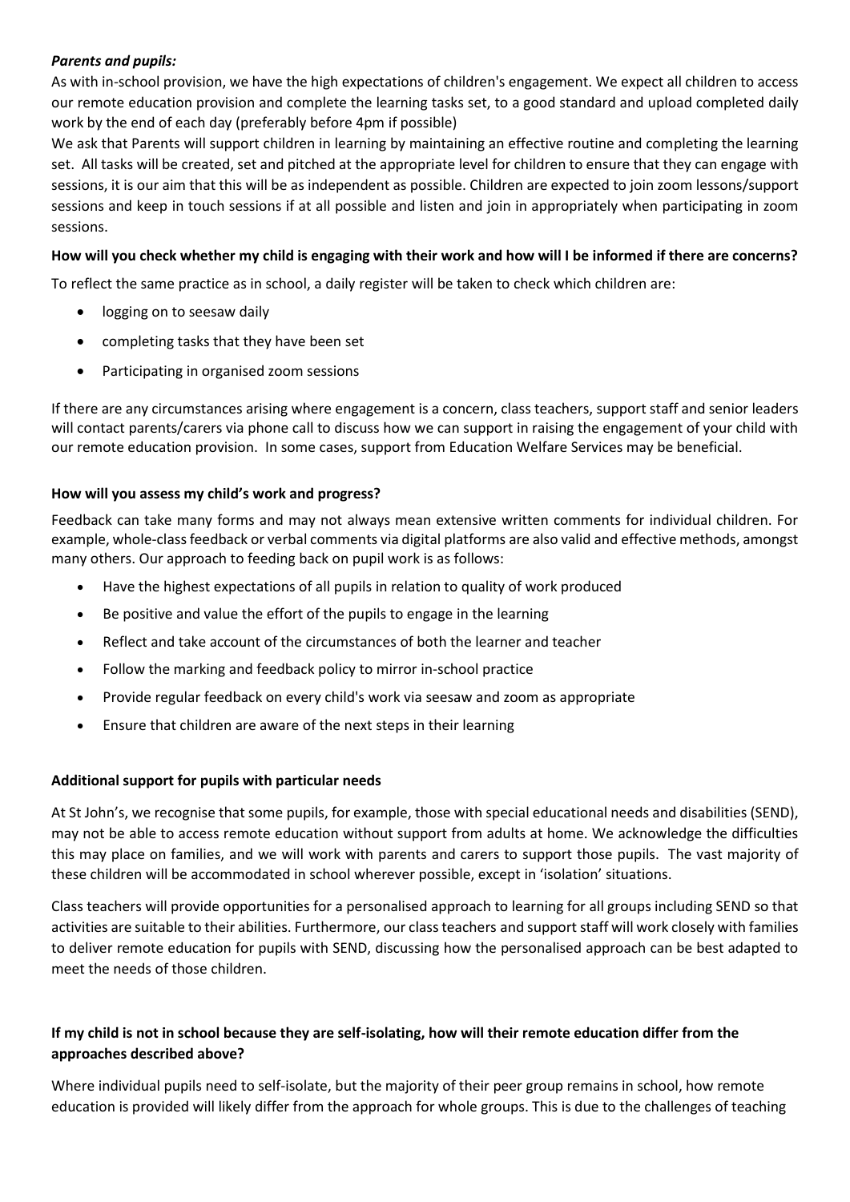***Parents and pupils:***

As with in-school provision, we have the high expectations of children's engagement. We expect all children to access our remote education provision and complete the learning tasks set, to a good standard and upload completed daily work by the end of each day (preferably before 4pm if possible)

We ask that Parents will support children in learning by maintaining an effective routine and completing the learning set. All tasks will be created, set and pitched at the appropriate level for children to ensure that they can engage with sessions, it is our aim that this will be as independent as possible. Children are expected to join zoom lessons/support sessions and keep in touch sessions if at all possible and listen and join in appropriately when participating in zoom sessions.

**How will you check whether my child is engaging with their work and how will I be informed if there are concerns?**

To reflect the same practice as in school, a daily register will be taken to check which children are:

- logging on to seesaw daily
- completing tasks that they have been set
- Participating in organised zoom sessions

If there are any circumstances arising where engagement is a concern, class teachers, support staff and senior leaders will contact parents/carers via phone call to discuss how we can support in raising the engagement of your child with our remote education provision. In some cases, support from Education Welfare Services may be beneficial.

**How will you assess my child's work and progress?**

Feedback can take many forms and may not always mean extensive written comments for individual children. For example, whole-class feedback or verbal comments via digital platforms are also valid and effective methods, amongst many others. Our approach to feeding back on pupil work is as follows:

- Have the highest expectations of all pupils in relation to quality of work produced
- Be positive and value the effort of the pupils to engage in the learning
- Reflect and take account of the circumstances of both the learner and teacher
- Follow the marking and feedback policy to mirror in-school practice
- Provide regular feedback on every child's work via seesaw and zoom as appropriate
- Ensure that children are aware of the next steps in their learning

**Additional support for pupils with particular needs**

At St John's, we recognise that some pupils, for example, those with special educational needs and disabilities (SEND), may not be able to access remote education without support from adults at home. We acknowledge the difficulties this may place on families, and we will work with parents and carers to support those pupils. The vast majority of these children will be accommodated in school wherever possible, except in 'isolation' situations.

Class teachers will provide opportunities for a personalised approach to learning for all groups including SEND so that activities are suitable to their abilities. Furthermore, our class teachers and support staff will work closely with families to deliver remote education for pupils with SEND, discussing how the personalised approach can be best adapted to meet the needs of those children.

**If my child is not in school because they are self-isolating, how will their remote education differ from the approaches described above?**

Where individual pupils need to self-isolate, but the majority of their peer group remains in school, how remote education is provided will likely differ from the approach for whole groups. This is due to the challenges of teaching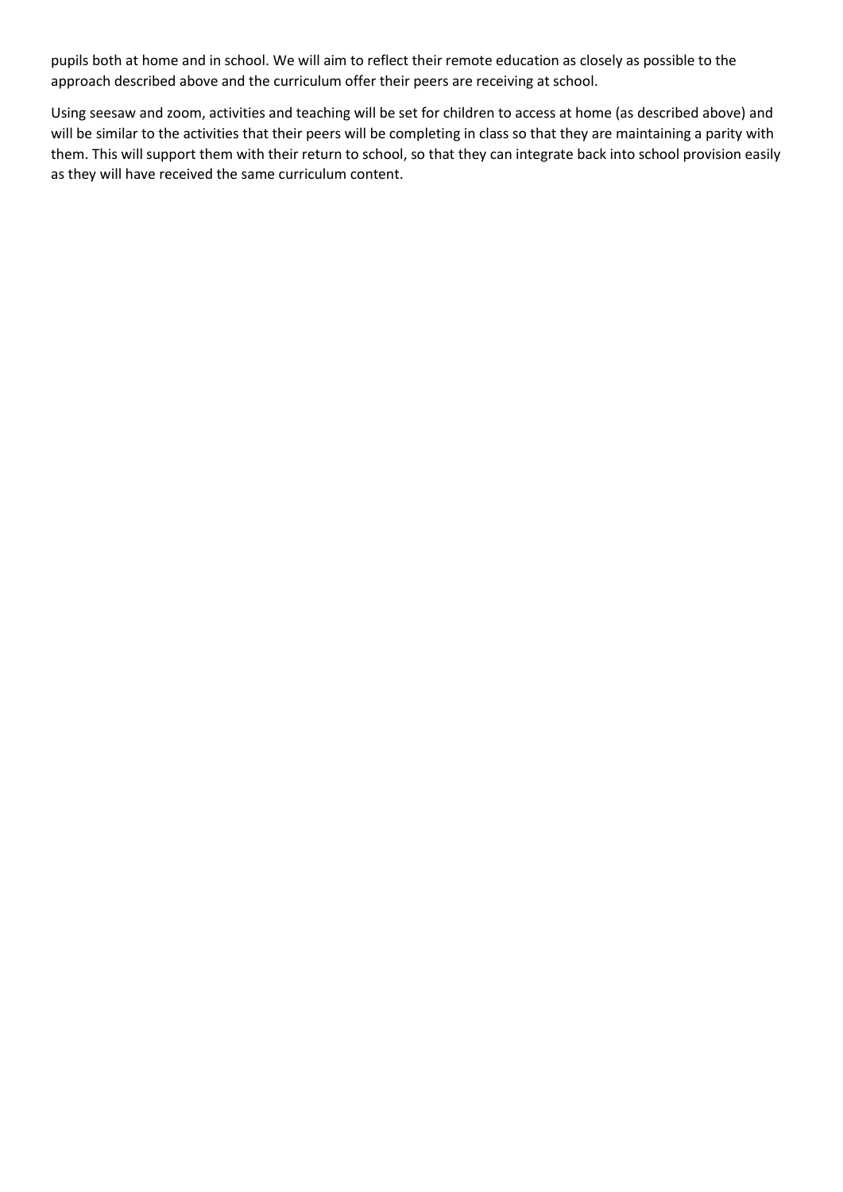pupils both at home and in school. We will aim to reflect their remote education as closely as possible to the approach described above and the curriculum offer their peers are receiving at school.

Using seesaw and zoom, activities and teaching will be set for children to access at home (as described above) and will be similar to the activities that their peers will be completing in class so that they are maintaining a parity with them. This will support them with their return to school, so that they can integrate back into school provision easily as they will have received the same curriculum content.